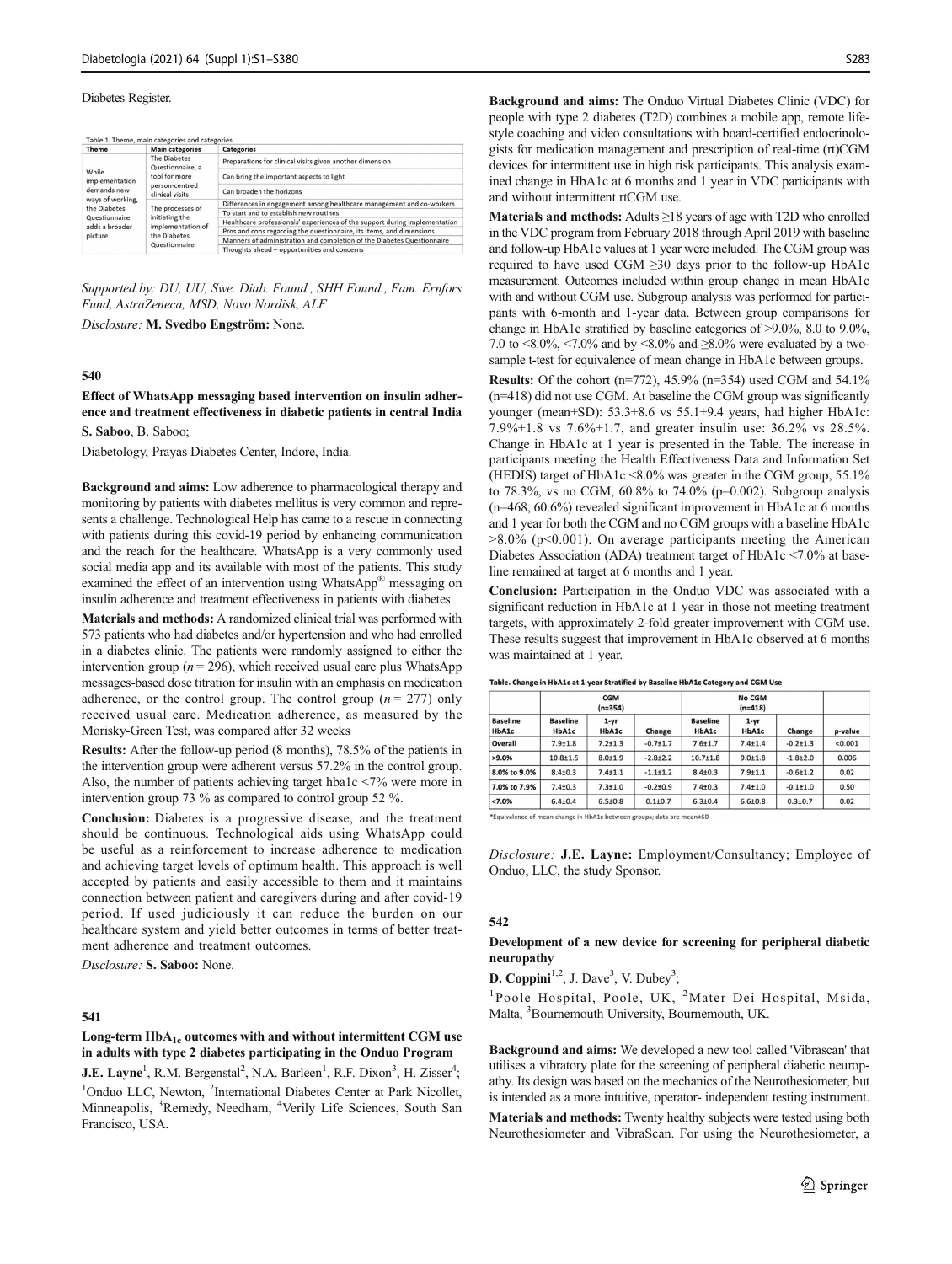Diabetes Register.

Table 1. Theme, main categories and categories

| Theme | Main categories | Categories |
|---|---|---|
| While implementation demands new ways of working, the Diabetes Questionnaire adds a broader picture | The Diabetes Questionnaire, a tool for more person-centred clinical visits | Preparations for clinical visits given another dimension |
| | | Can bring the important aspects to light |
| | | Can broaden the horizons |
| | The processes of initiating the implementation of the Diabetes Questionnaire | Differences in engagement among healthcare management and co-workers |
| | | To start and to establish new routines |
| | | Healthcare professionals' experiences of the support during implementation |
| | | Pros and cons regarding the questionnaire, its items, and dimensions |
| | | Manners of administration and completion of the Diabetes Questionnaire |
| | | Thoughts ahead – opportunities and concerns |

*Supported by: DU, UU, Swe. Diab. Found., SHH Found., Fam. Ernfors Fund, AstraZeneca, MSD, Novo Nordisk, ALF*

*Disclosure:* **M. Svedbo Engström:** None.

## 540

### Effect of WhatsApp messaging based intervention on insulin adherence and treatment effectiveness in diabetic patients in central India

**S. Saboo**, B. Saboo;

Diabetology, Prayas Diabetes Center, Indore, India.

**Background and aims:** Low adherence to pharmacological therapy and monitoring by patients with diabetes mellitus is very common and represents a challenge. Technological Help has came to a rescue in connecting with patients during this covid-19 period by enhancing communication and the reach for the healthcare. WhatsApp is a very commonly used social media app and its available with most of the patients. This study examined the effect of an intervention using WhatsApp® messaging on insulin adherence and treatment effectiveness in patients with diabetes

**Materials and methods:** A randomized clinical trial was performed with 573 patients who had diabetes and/or hypertension and who had enrolled in a diabetes clinic. The patients were randomly assigned to either the intervention group ($n = 296$), which received usual care plus WhatsApp messages-based dose titration for insulin with an emphasis on medication adherence, or the control group. The control group ($n = 277$) only received usual care. Medication adherence, as measured by the Morisky-Green Test, was compared after 32 weeks

**Results:** After the follow-up period (8 months), 78.5% of the patients in the intervention group were adherent versus 57.2% in the control group. Also, the number of patients achieving target hba1c <7% were more in intervention group 73 % as compared to control group 52 %.

**Conclusion:** Diabetes is a progressive disease, and the treatment should be continuous. Technological aids using WhatsApp could be useful as a reinforcement to increase adherence to medication and achieving target levels of optimum health. This approach is well accepted by patients and easily accessible to them and it maintains connection between patient and caregivers during and after covid-19 period. If used judiciously it can reduce the burden on our healthcare system and yield better outcomes in terms of better treatment adherence and treatment outcomes.

*Disclosure:* **S. Saboo:** None.

## 541

### Long-term $HbA_{1c}$ outcomes with and without intermittent CGM use in adults with type 2 diabetes participating in the Onduo Program

**J.E. Layne**[1], R.M. Bergenstal[2], N.A. Barleen[1], R.F. Dixon[3], H. Zisser[4];

[1]Onduo LLC, Newton, [2]International Diabetes Center at Park Nicollet, Minneapolis, [3]Remedy, Needham, [4]Verily Life Sciences, South San Francisco, USA.

**Background and aims:** The Onduo Virtual Diabetes Clinic (VDC) for people with type 2 diabetes (T2D) combines a mobile app, remote lifestyle coaching and video consultations with board-certified endocrinologists for medication management and prescription of real-time (rt)CGM devices for intermittent use in high risk participants. This analysis examined change in HbA1c at 6 months and 1 year in VDC participants with and without intermittent rtCGM use.

**Materials and methods:** Adults ≥18 years of age with T2D who enrolled in the VDC program from February 2018 through April 2019 with baseline and follow-up HbA1c values at 1 year were included. The CGM group was required to have used CGM ≥30 days prior to the follow-up HbA1c measurement. Outcomes included within group change in mean HbA1c with and without CGM use. Subgroup analysis was performed for participants with 6-month and 1-year data. Between group comparisons for change in HbA1c stratified by baseline categories of >9.0%, 8.0 to 9.0%, 7.0 to <8.0%, <7.0% and by <8.0% and ≥8.0% were evaluated by a two-sample t-test for equivalence of mean change in HbA1c between groups.

**Results:** Of the cohort (n=772), 45.9% (n=354) used CGM and 54.1% (n=418) did not use CGM. At baseline the CGM group was significantly younger (mean±SD): 53.3±8.6 vs 55.1±9.4 years, had higher HbA1c: 7.9%±1.8 vs 7.6%±1.7, and greater insulin use: 36.2% vs 28.5%. Change in HbA1c at 1 year is presented in the Table. The increase in participants meeting the Health Effectiveness Data and Information Set (HEDIS) target of HbA1c <8.0% was greater in the CGM group, 55.1% to 78.3%, vs no CGM, 60.8% to 74.0% (p=0.002). Subgroup analysis (n=468, 60.6%) revealed significant improvement in HbA1c at 6 months and 1 year for both the CGM and no CGM groups with a baseline HbA1c >8.0% (p<0.001). On average participants meeting the American Diabetes Association (ADA) treatment target of HbA1c <7.0% at baseline remained at target at 6 months and 1 year.

**Conclusion:** Participation in the Onduo VDC was associated with a significant reduction in HbA1c at 1 year in those not meeting treatment targets, with approximately 2-fold greater improvement with CGM use. These results suggest that improvement in HbA1c observed at 6 months was maintained at 1 year.

Table. Change in HbA1c at 1-year Stratified by Baseline HbA1c Category and CGM Use

| | CGM (n=354) | | | No CGM (n=418) | | | |
|---|---|---|---|---|---|---|---|
| Baseline HbA1c | Baseline HbA1c | 1-yr HbA1c | Change | Baseline HbA1c | 1-yr HbA1c | Change | p-value |
| Overall | 7.9±1.8 | 7.2±1.3 | -0.7±1.7 | 7.6±1.7 | 7.4±1.4 | -0.2±1.3 | <0.001 |
| >9.0% | 10.8±1.5 | 8.0±1.9 | -2.8±2.2 | 10.7±1.8 | 9.0±1.8 | -1.8±2.0 | 0.006 |
| 8.0% to 9.0% | 8.4±0.3 | 7.4±1.1 | -1.1±1.2 | 8.4±0.3 | 7.9±1.1 | -0.6±1.2 | 0.02 |
| 7.0% to 7.9% | 7.4±0.3 | 7.3±1.0 | -0.2±0.9 | 7.4±0.3 | 7.4±1.0 | -0.1±1.0 | 0.50 |
| <7.0% | 6.4±0.4 | 6.5±0.8 | 0.1±0.7 | 6.3±0.4 | 6.6±0.8 | 0.3±0.7 | 0.02 |

*Equivalence of mean change in HbA1c between groups; data are mean±SD

*Disclosure:* **J.E. Layne:** Employment/Consultancy; Employee of Onduo, LLC, the study Sponsor.

## 542

### Development of a new device for screening for peripheral diabetic neuropathy

**D. Coppini**[1,2], J. Dave[3], V. Dubey[3];

[1]Poole Hospital, Poole, UK, [2]Mater Dei Hospital, Msida, Malta, [3]Bournemouth University, Bournemouth, UK.

**Background and aims:** We developed a new tool called 'Vibrascan' that utilises a vibratory plate for the screening of peripheral diabetic neuropathy. Its design was based on the mechanics of the Neurothesiometer, but is intended as a more intuitive, operator- independent testing instrument.

**Materials and methods:** Twenty healthy subjects were tested using both Neurothesiometer and VibraScan. For using the Neurothesiometer, a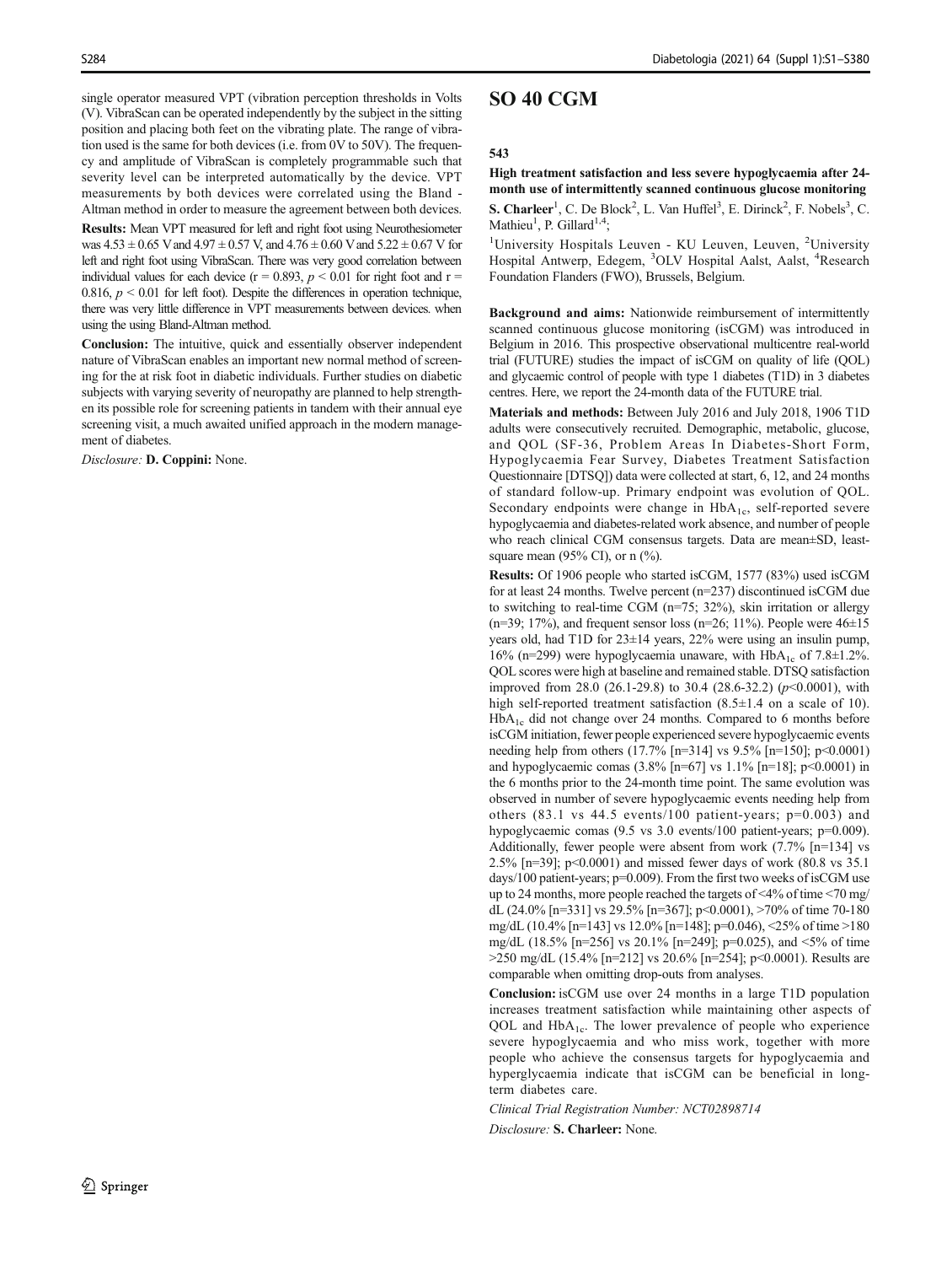single operator measured VPT (vibration perception thresholds in Volts (V). VibraScan can be operated independently by the subject in the sitting position and placing both feet on the vibrating plate. The range of vibration used is the same for both devices (i.e. from 0V to 50V). The frequency and amplitude of VibraScan is completely programmable such that severity level can be interpreted automatically by the device. VPT measurements by both devices were correlated using the Bland - Altman method in order to measure the agreement between both devices.

**Results:** Mean VPT measured for left and right foot using Neurothesiometer was 4.53 ± 0.65 V and 4.97 ± 0.57 V, and 4.76 ± 0.60 V and 5.22 ± 0.67 V for left and right foot using VibraScan. There was very good correlation between individual values for each device ($r = 0.893$, $p < 0.01$ for right foot and $r = 0.816$, $p < 0.01$ for left foot). Despite the differences in operation technique, there was very little difference in VPT measurements between devices. when using the using Bland-Altman method.

**Conclusion:** The intuitive, quick and essentially observer independent nature of VibraScan enables an important new normal method of screening for the at risk foot in diabetic individuals. Further studies on diabetic subjects with varying severity of neuropathy are planned to help strengthen its possible role for screening patients in tandem with their annual eye screening visit, a much awaited unified approach in the modern management of diabetes.

*Disclosure:* **D. Coppini:** None.

# SO 40 CGM

## 543

### High treatment satisfaction and less severe hypoglycaemia after 24-month use of intermittently scanned continuous glucose monitoring

**S. Charleer**[1], C. De Block[2], L. Van Huffel[3], E. Dirinck[2], F. Nobels[3], C. Mathieu[1], P. Gillard[1,4];

[1]University Hospitals Leuven - KU Leuven, Leuven, [2]University Hospital Antwerp, Edegem, [3]OLV Hospital Aalst, Aalst, [4]Research Foundation Flanders (FWO), Brussels, Belgium.

**Background and aims:** Nationwide reimbursement of intermittently scanned continuous glucose monitoring (isCGM) was introduced in Belgium in 2016. This prospective observational multicentre real-world trial (FUTURE) studies the impact of isCGM on quality of life (QOL) and glycaemic control of people with type 1 diabetes (T1D) in 3 diabetes centres. Here, we report the 24-month data of the FUTURE trial.

**Materials and methods:** Between July 2016 and July 2018, 1906 T1D adults were consecutively recruited. Demographic, metabolic, glucose, and QOL (SF-36, Problem Areas In Diabetes-Short Form, Hypoglycaemia Fear Survey, Diabetes Treatment Satisfaction Questionnaire [DTSQ]) data were collected at start, 6, 12, and 24 months of standard follow-up. Primary endpoint was evolution of QOL. Secondary endpoints were change in $HbA_{1c}$, self-reported severe hypoglycaemia and diabetes-related work absence, and number of people who reach clinical CGM consensus targets. Data are mean±SD, least-square mean (95% CI), or n (%).

**Results:** Of 1906 people who started isCGM, 1577 (83%) used isCGM for at least 24 months. Twelve percent (n=237) discontinued isCGM due to switching to real-time CGM (n=75; 32%), skin irritation or allergy (n=39; 17%), and frequent sensor loss (n=26; 11%). People were 46±15 years old, had T1D for 23±14 years, 22% were using an insulin pump, 16% (n=299) were hypoglycaemia unaware, with $HbA_{1c}$ of 7.8±1.2%. QOL scores were high at baseline and remained stable. DTSQ satisfaction improved from 28.0 (26.1-29.8) to 30.4 (28.6-32.2) ($p<0.0001$), with high self-reported treatment satisfaction (8.5±1.4 on a scale of 10). $HbA_{1c}$ did not change over 24 months. Compared to 6 months before isCGM initiation, fewer people experienced severe hypoglycaemic events needing help from others (17.7% [n=314] vs 9.5% [n=150]; $p<0.0001$) and hypoglycaemic comas (3.8% [n=67] vs 1.1% [n=18]; $p<0.0001$) in the 6 months prior to the 24-month time point. The same evolution was observed in number of severe hypoglycaemic events needing help from others (83.1 vs 44.5 events/100 patient-years; $p=0.003$) and hypoglycaemic comas (9.5 vs 3.0 events/100 patient-years; $p=0.009$). Additionally, fewer people were absent from work (7.7% [n=134] vs 2.5% [n=39]; $p<0.0001$) and missed fewer days of work (80.8 vs 35.1 days/100 patient-years; $p=0.009$). From the first two weeks of isCGM use up to 24 months, more people reached the targets of <4% of time <70 mg/dL (24.0% [n=331] vs 29.5% [n=367]; $p<0.0001$), >70% of time 70-180 mg/dL (10.4% [n=143] vs 12.0% [n=148]; $p=0.046$), <25% of time >180 mg/dL (18.5% [n=256] vs 20.1% [n=249]; $p=0.025$), and <5% of time >250 mg/dL (15.4% [n=212] vs 20.6% [n=254]; $p<0.0001$). Results are comparable when omitting drop-outs from analyses.

**Conclusion:** isCGM use over 24 months in a large T1D population increases treatment satisfaction while maintaining other aspects of QOL and $HbA_{1c}$. The lower prevalence of people who experience severe hypoglycaemia and who miss work, together with more people who achieve the consensus targets for hypoglycaemia and hyperglycaemia indicate that isCGM can be beneficial in long-term diabetes care.

*Clinical Trial Registration Number: NCT02898714*

*Disclosure:* **S. Charleer:** None.